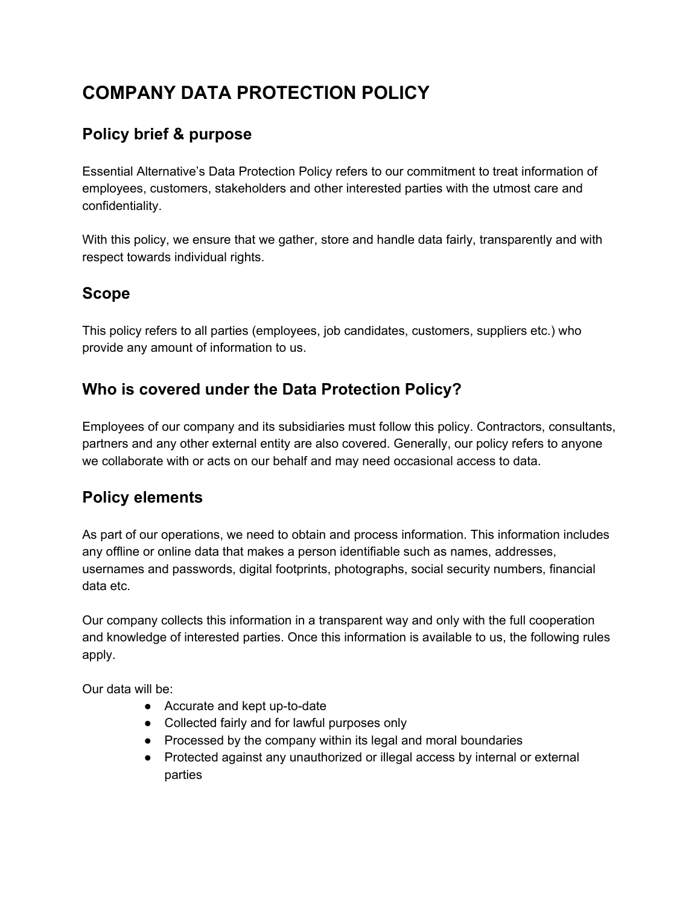# COMPANY DATA PROTECTION POLICY

## Policy brief & purpose

Essential Alternative's Data Protection Policy refers to our commitment to treat information of employees, customers, stakeholders and other interested parties with the utmost care and confidentiality.

With this policy, we ensure that we gather, store and handle data fairly, transparently and with respect towards individual rights.

## Scope

This policy refers to all parties (employees, job candidates, customers, suppliers etc.) who provide any amount of information to us.

## Who is covered under the Data Protection Policy?

Employees of our company and its subsidiaries must follow this policy. Contractors, consultants, partners and any other external entity are also covered. Generally, our policy refers to anyone we collaborate with or acts on our behalf and may need occasional access to data.

## Policy elements

As part of our operations, we need to obtain and process information. This information includes any offline or online data that makes a person identifiable such as names, addresses, usernames and passwords, digital footprints, photographs, social security numbers, financial data etc.

Our company collects this information in a transparent way and only with the full cooperation and knowledge of interested parties. Once this information is available to us, the following rules apply.

Our data will be:

- Accurate and kept up-to-date
- Collected fairly and for lawful purposes only
- Processed by the company within its legal and moral boundaries
- Protected against any unauthorized or illegal access by internal or external parties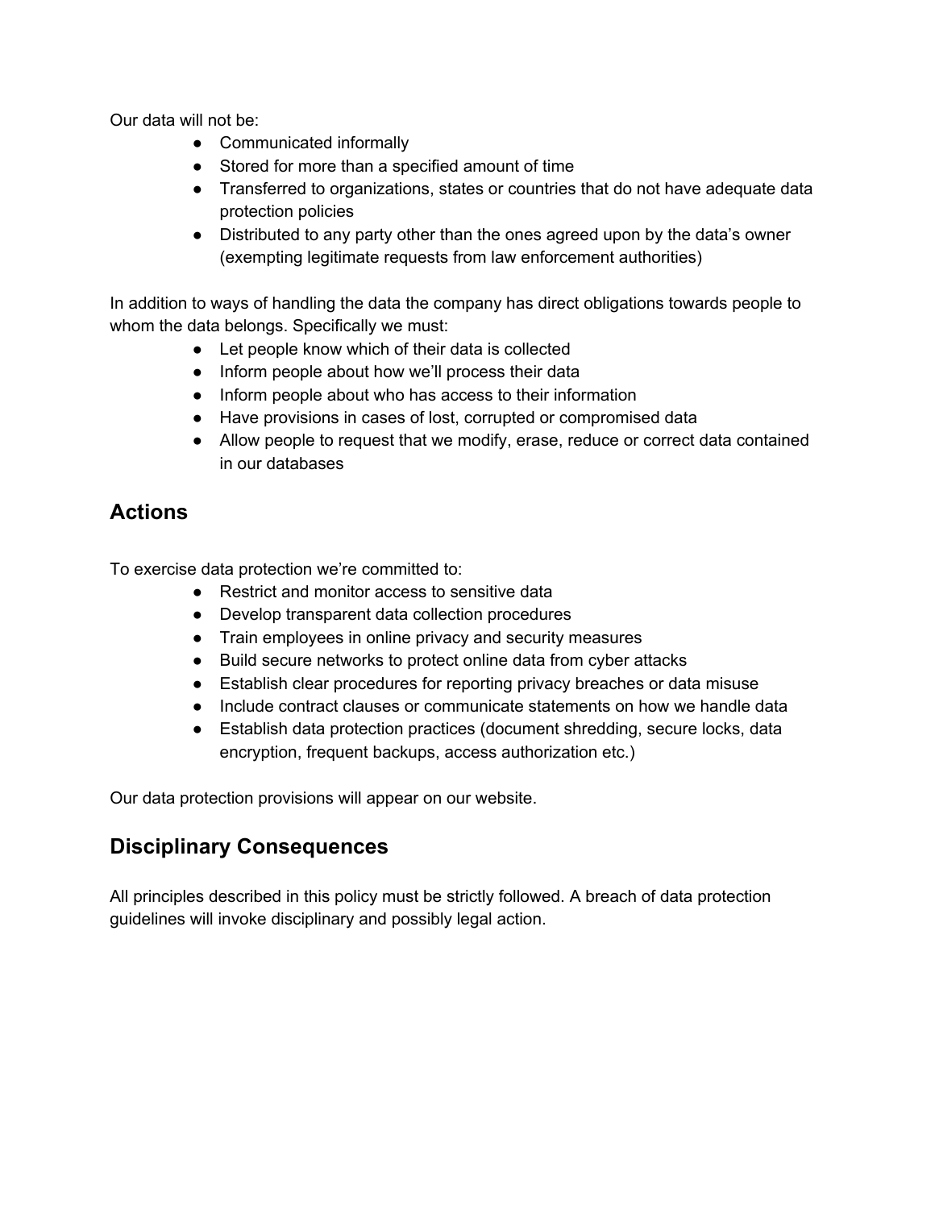Our data will not be:

- Communicated informally
- Stored for more than a specified amount of time
- Transferred to organizations, states or countries that do not have adequate data protection policies
- Distributed to any party other than the ones agreed upon by the data's owner (exempting legitimate requests from law enforcement authorities)

In addition to ways of handling the data the company has direct obligations towards people to whom the data belongs. Specifically we must:

- Let people know which of their data is collected
- Inform people about how we'll process their data
- Inform people about who has access to their information
- Have provisions in cases of lost, corrupted or compromised data
- Allow people to request that we modify, erase, reduce or correct data contained in our databases

## Actions

To exercise data protection we're committed to:

- Restrict and monitor access to sensitive data
- Develop transparent data collection procedures
- Train employees in online privacy and security measures
- Build secure networks to protect online data from cyber attacks
- Establish clear procedures for reporting privacy breaches or data misuse
- Include contract clauses or communicate statements on how we handle data
- Establish data protection practices (document shredding, secure locks, data encryption, frequent backups, access authorization etc.)

Our data protection provisions will appear on our website.

## Disciplinary Consequences

All principles described in this policy must be strictly followed. A breach of data protection guidelines will invoke disciplinary and possibly legal action.